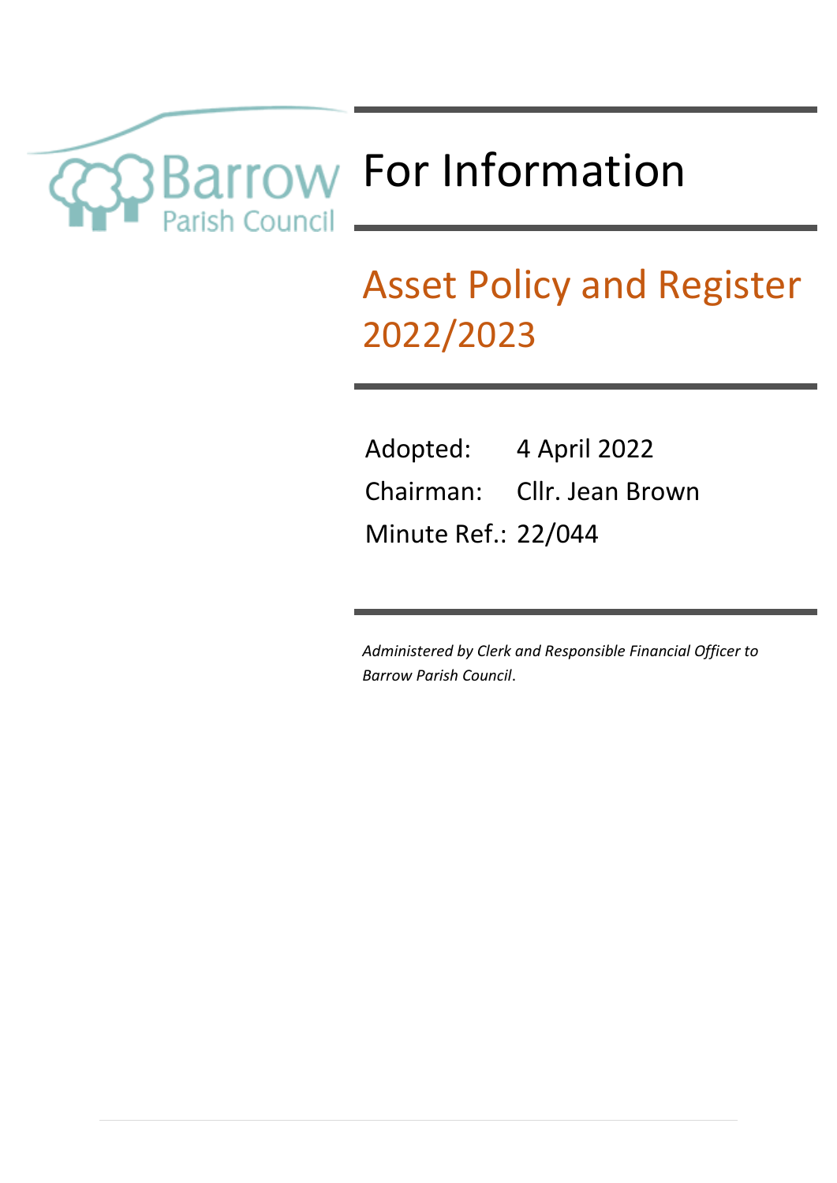Barrow Parish Council

# For Information

## Asset Policy and Register 2022/2023

Adopted: 4 April 2022

Chairman: Cllr. Jean Brown

Minute Ref.: 22/044

*Administered by Clerk and Responsible Financial Officer to Barrow Parish Council*.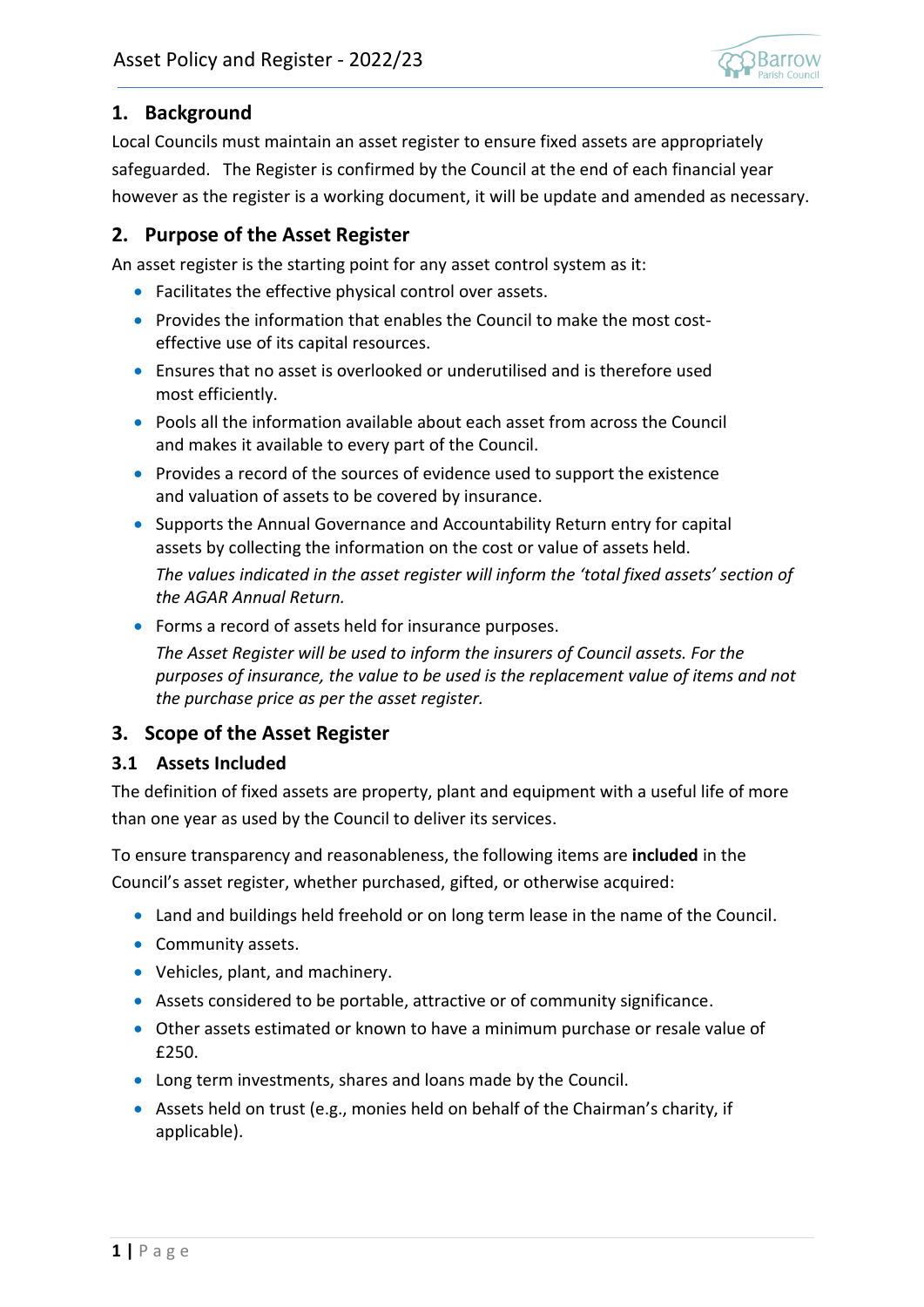## 1. Background

Local Councils must maintain an asset register to ensure fixed assets are appropriately safeguarded. The Register is confirmed by the Council at the end of each financial year however as the register is a working document, it will be update and amended as necessary.

## 2. Purpose of the Asset Register

An asset register is the starting point for any asset control system as it:

- Facilitates the effective physical control over assets.
- Provides the information that enables the Council to make the most cost-effective use of its capital resources.
- Ensures that no asset is overlooked or underutilised and is therefore used most efficiently.
- Pools all the information available about each asset from across the Council and makes it available to every part of the Council.
- Provides a record of the sources of evidence used to support the existence and valuation of assets to be covered by insurance.
- Supports the Annual Governance and Accountability Return entry for capital assets by collecting the information on the cost or value of assets held.

  *The values indicated in the asset register will inform the 'total fixed assets' section of the AGAR Annual Return.*
- Forms a record of assets held for insurance purposes.

  *The Asset Register will be used to inform the insurers of Council assets. For the purposes of insurance, the value to be used is the replacement value of items and not the purchase price as per the asset register.*

## 3. Scope of the Asset Register

### 3.1 Assets Included

The definition of fixed assets are property, plant and equipment with a useful life of more than one year as used by the Council to deliver its services.

To ensure transparency and reasonableness, the following items are **included** in the Council's asset register, whether purchased, gifted, or otherwise acquired:

- Land and buildings held freehold or on long term lease in the name of the Council.
- Community assets.
- Vehicles, plant, and machinery.
- Assets considered to be portable, attractive or of community significance.
- Other assets estimated or known to have a minimum purchase or resale value of £250.
- Long term investments, shares and loans made by the Council.
- Assets held on trust (e.g., monies held on behalf of the Chairman's charity, if applicable).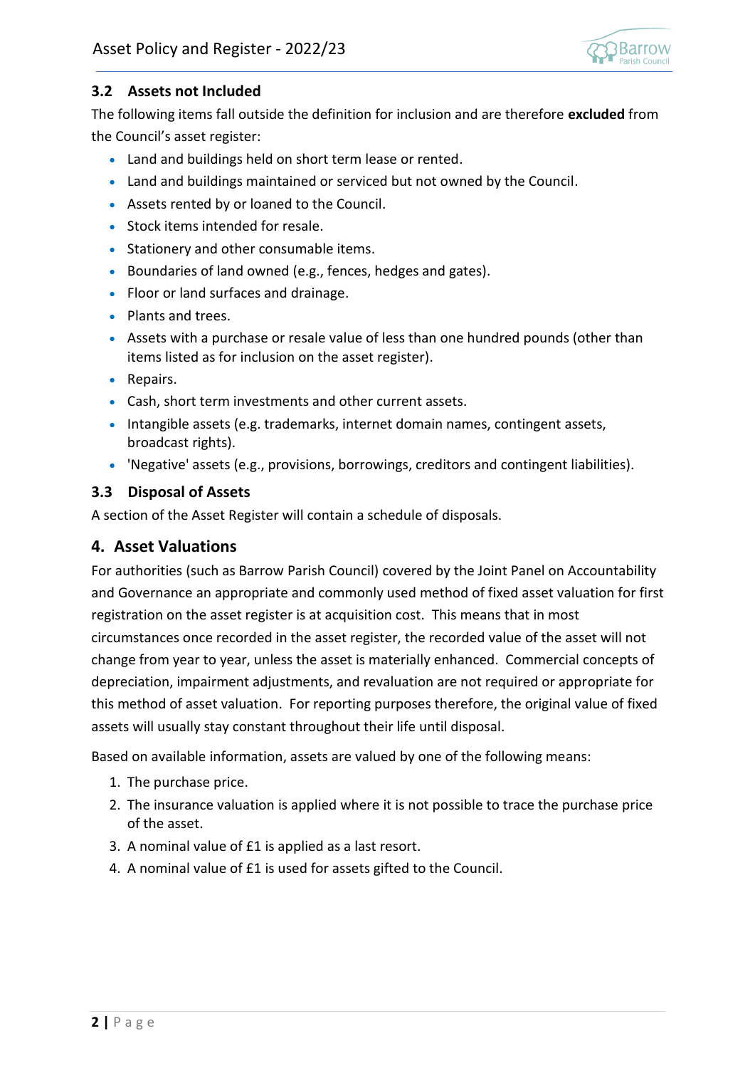### 3.2 Assets not Included

The following items fall outside the definition for inclusion and are therefore **excluded** from the Council's asset register:

- Land and buildings held on short term lease or rented.
- Land and buildings maintained or serviced but not owned by the Council.
- Assets rented by or loaned to the Council.
- Stock items intended for resale.
- Stationery and other consumable items.
- Boundaries of land owned (e.g., fences, hedges and gates).
- Floor or land surfaces and drainage.
- Plants and trees.
- Assets with a purchase or resale value of less than one hundred pounds (other than items listed as for inclusion on the asset register).
- Repairs.
- Cash, short term investments and other current assets.
- Intangible assets (e.g. trademarks, internet domain names, contingent assets, broadcast rights).
- 'Negative' assets (e.g., provisions, borrowings, creditors and contingent liabilities).

### 3.3 Disposal of Assets

A section of the Asset Register will contain a schedule of disposals.

## 4. Asset Valuations

For authorities (such as Barrow Parish Council) covered by the Joint Panel on Accountability and Governance an appropriate and commonly used method of fixed asset valuation for first registration on the asset register is at acquisition cost. This means that in most circumstances once recorded in the asset register, the recorded value of the asset will not change from year to year, unless the asset is materially enhanced. Commercial concepts of depreciation, impairment adjustments, and revaluation are not required or appropriate for this method of asset valuation. For reporting purposes therefore, the original value of fixed assets will usually stay constant throughout their life until disposal.

Based on available information, assets are valued by one of the following means:

1. The purchase price.
2. The insurance valuation is applied where it is not possible to trace the purchase price of the asset.
3. A nominal value of £1 is applied as a last resort.
4. A nominal value of £1 is used for assets gifted to the Council.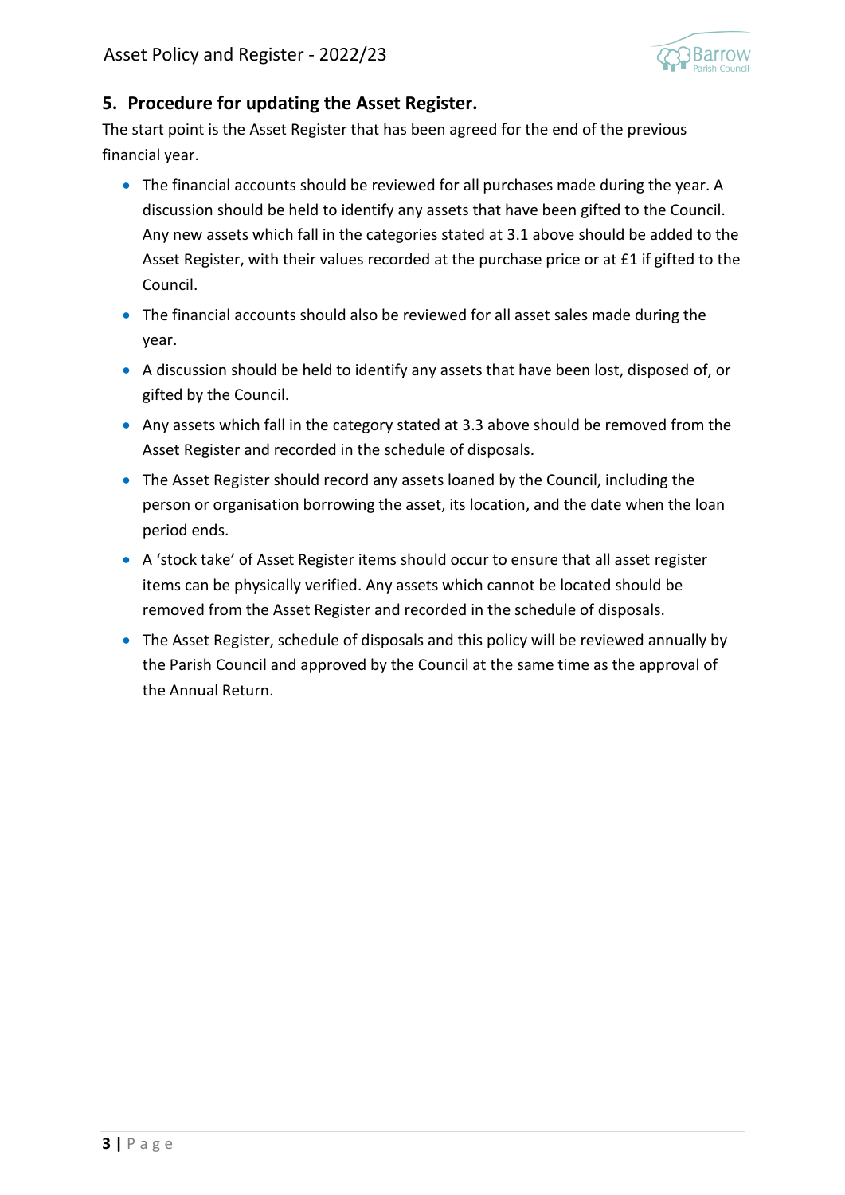## 5. Procedure for updating the Asset Register.

The start point is the Asset Register that has been agreed for the end of the previous financial year.

- The financial accounts should be reviewed for all purchases made during the year. A discussion should be held to identify any assets that have been gifted to the Council. Any new assets which fall in the categories stated at 3.1 above should be added to the Asset Register, with their values recorded at the purchase price or at £1 if gifted to the Council.
- The financial accounts should also be reviewed for all asset sales made during the year.
- A discussion should be held to identify any assets that have been lost, disposed of, or gifted by the Council.
- Any assets which fall in the category stated at 3.3 above should be removed from the Asset Register and recorded in the schedule of disposals.
- The Asset Register should record any assets loaned by the Council, including the person or organisation borrowing the asset, its location, and the date when the loan period ends.
- A 'stock take' of Asset Register items should occur to ensure that all asset register items can be physically verified. Any assets which cannot be located should be removed from the Asset Register and recorded in the schedule of disposals.
- The Asset Register, schedule of disposals and this policy will be reviewed annually by the Parish Council and approved by the Council at the same time as the approval of the Annual Return.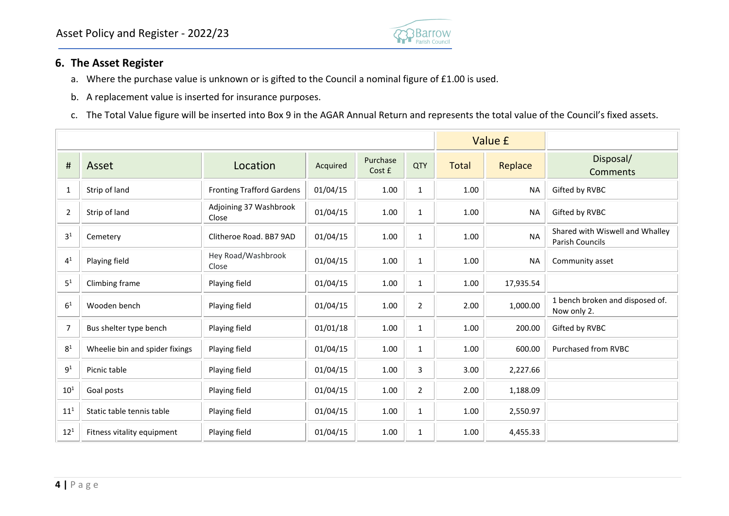## 6. The Asset Register

a. Where the purchase value is unknown or is gifted to the Council a nominal figure of £1.00 is used.

b. A replacement value is inserted for insurance purposes.

c. The Total Value figure will be inserted into Box 9 in the AGAR Annual Return and represents the total value of the Council's fixed assets.

| | | | | | | Value £ | | |
|---|---|---|---|---|---|---|---|---|
| # | Asset | Location | Acquired | Purchase Cost £ | QTY | Total | Replace | Disposal/ Comments |
| 1 | Strip of land | Fronting Trafford Gardens | 01/04/15 | 1.00 | 1 | 1.00 | NA | Gifted by RVBC |
| 2 | Strip of land | Adjoining 37 Washbrook Close | 01/04/15 | 1.00 | 1 | 1.00 | NA | Gifted by RVBC |
| 3[1] | Cemetery | Clitheroe Road. BB7 9AD | 01/04/15 | 1.00 | 1 | 1.00 | NA | Shared with Wiswell and Whalley Parish Councils |
| 4[1] | Playing field | Hey Road/Washbrook Close | 01/04/15 | 1.00 | 1 | 1.00 | NA | Community asset |
| 5[1] | Climbing frame | Playing field | 01/04/15 | 1.00 | 1 | 1.00 | 17,935.54 | |
| 6[1] | Wooden bench | Playing field | 01/04/15 | 1.00 | 2 | 2.00 | 1,000.00 | 1 bench broken and disposed of. Now only 2. |
| 7 | Bus shelter type bench | Playing field | 01/01/18 | 1.00 | 1 | 1.00 | 200.00 | Gifted by RVBC |
| 8[1] | Wheelie bin and spider fixings | Playing field | 01/04/15 | 1.00 | 1 | 1.00 | 600.00 | Purchased from RVBC |
| 9[1] | Picnic table | Playing field | 01/04/15 | 1.00 | 3 | 3.00 | 2,227.66 | |
| 10[1] | Goal posts | Playing field | 01/04/15 | 1.00 | 2 | 2.00 | 1,188.09 | |
| 11[1] | Static table tennis table | Playing field | 01/04/15 | 1.00 | 1 | 1.00 | 2,550.97 | |
| 12[1] | Fitness vitality equipment | Playing field | 01/04/15 | 1.00 | 1 | 1.00 | 4,455.33 | |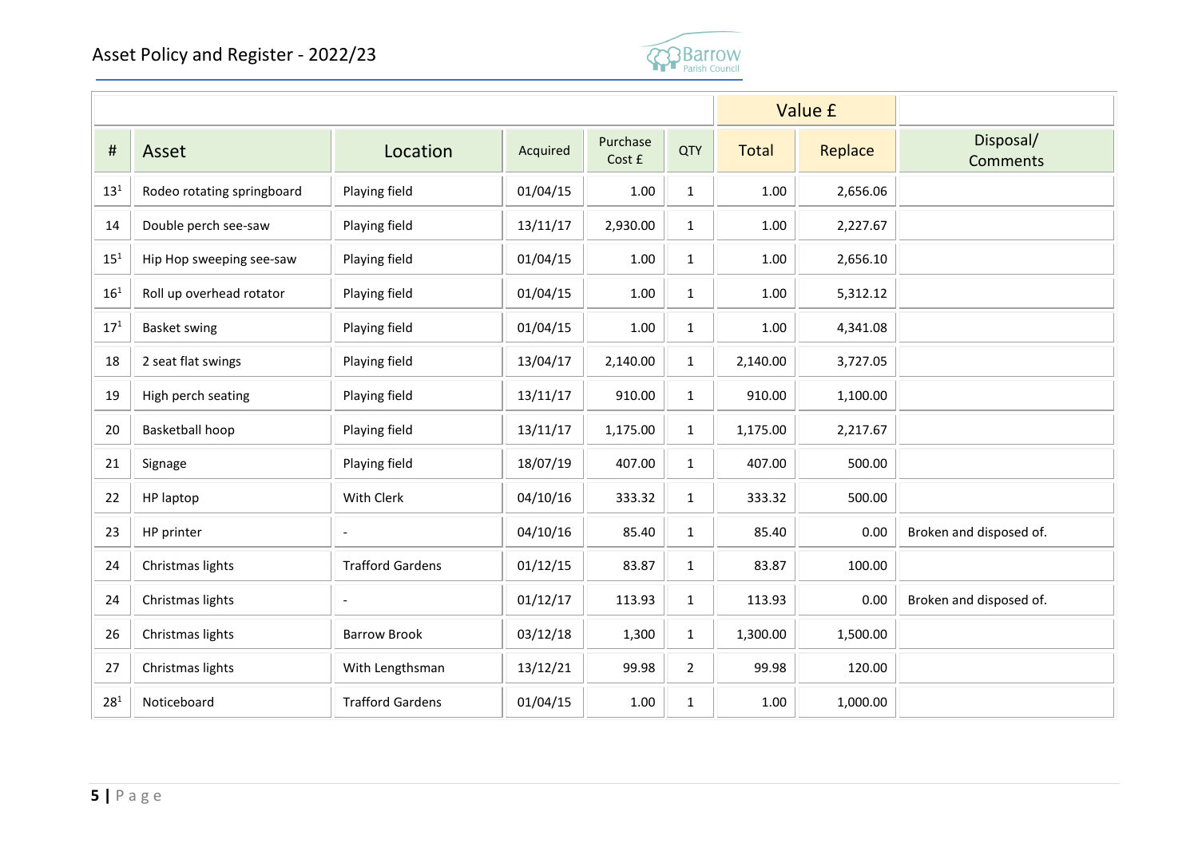|  |  |  |  |  |  | Value £ |  |  |
|---|---|---|---|---|---|---|---|---|
| # | Asset | Location | Acquired | Purchase Cost £ | QTY | Total | Replace | Disposal/ Comments |
| 13[1] | Rodeo rotating springboard | Playing field | 01/04/15 | 1.00 | 1 | 1.00 | 2,656.06 |  |
| 14 | Double perch see-saw | Playing field | 13/11/17 | 2,930.00 | 1 | 1.00 | 2,227.67 |  |
| 15[1] | Hip Hop sweeping see-saw | Playing field | 01/04/15 | 1.00 | 1 | 1.00 | 2,656.10 |  |
| 16[1] | Roll up overhead rotator | Playing field | 01/04/15 | 1.00 | 1 | 1.00 | 5,312.12 |  |
| 17[1] | Basket swing | Playing field | 01/04/15 | 1.00 | 1 | 1.00 | 4,341.08 |  |
| 18 | 2 seat flat swings | Playing field | 13/04/17 | 2,140.00 | 1 | 2,140.00 | 3,727.05 |  |
| 19 | High perch seating | Playing field | 13/11/17 | 910.00 | 1 | 910.00 | 1,100.00 |  |
| 20 | Basketball hoop | Playing field | 13/11/17 | 1,175.00 | 1 | 1,175.00 | 2,217.67 |  |
| 21 | Signage | Playing field | 18/07/19 | 407.00 | 1 | 407.00 | 500.00 |  |
| 22 | HP laptop | With Clerk | 04/10/16 | 333.32 | 1 | 333.32 | 500.00 |  |
| 23 | HP printer | - | 04/10/16 | 85.40 | 1 | 85.40 | 0.00 | Broken and disposed of. |
| 24 | Christmas lights | Trafford Gardens | 01/12/15 | 83.87 | 1 | 83.87 | 100.00 |  |
| 24 | Christmas lights | - | 01/12/17 | 113.93 | 1 | 113.93 | 0.00 | Broken and disposed of. |
| 26 | Christmas lights | Barrow Brook | 03/12/18 | 1,300 | 1 | 1,300.00 | 1,500.00 |  |
| 27 | Christmas lights | With Lengthsman | 13/12/21 | 99.98 | 2 | 99.98 | 120.00 |  |
| 28[1] | Noticeboard | Trafford Gardens | 01/04/15 | 1.00 | 1 | 1.00 | 1,000.00 |  |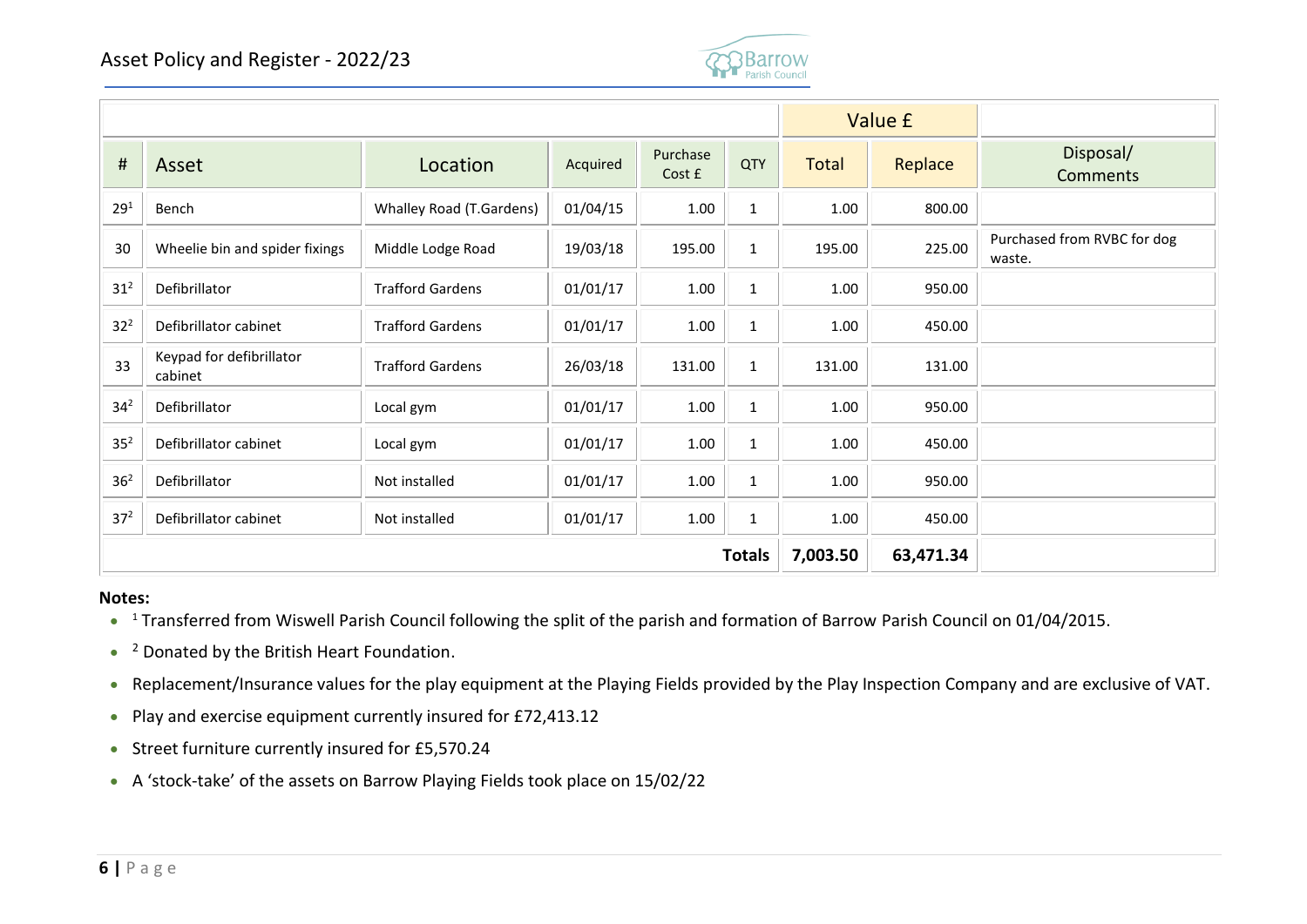| | | | | | | Value £ | | |
|---|---|---|---|---|---|---|---|---|
| # | Asset | Location | Acquired | Purchase Cost £ | QTY | Total | Replace | Disposal/ Comments |
| 29[1] | Bench | Whalley Road (T.Gardens) | 01/04/15 | 1.00 | 1 | 1.00 | 800.00 | |
| 30 | Wheelie bin and spider fixings | Middle Lodge Road | 19/03/18 | 195.00 | 1 | 195.00 | 225.00 | Purchased from RVBC for dog waste. |
| 31[2] | Defibrillator | Trafford Gardens | 01/01/17 | 1.00 | 1 | 1.00 | 950.00 | |
| 32[2] | Defibrillator cabinet | Trafford Gardens | 01/01/17 | 1.00 | 1 | 1.00 | 450.00 | |
| 33 | Keypad for defibrillator cabinet | Trafford Gardens | 26/03/18 | 131.00 | 1 | 131.00 | 131.00 | |
| 34[2] | Defibrillator | Local gym | 01/01/17 | 1.00 | 1 | 1.00 | 950.00 | |
| 35[2] | Defibrillator cabinet | Local gym | 01/01/17 | 1.00 | 1 | 1.00 | 450.00 | |
| 36[2] | Defibrillator | Not installed | 01/01/17 | 1.00 | 1 | 1.00 | 950.00 | |
| 37[2] | Defibrillator cabinet | Not installed | 01/01/17 | 1.00 | 1 | 1.00 | 450.00 | |
| | | | | | **Totals** | **7,003.50** | **63,471.34** | |

**Notes:**

- [1] Transferred from Wiswell Parish Council following the split of the parish and formation of Barrow Parish Council on 01/04/2015.
- [2] Donated by the British Heart Foundation.
- Replacement/Insurance values for the play equipment at the Playing Fields provided by the Play Inspection Company and are exclusive of VAT.
- Play and exercise equipment currently insured for £72,413.12
- Street furniture currently insured for £5,570.24
- A 'stock-take' of the assets on Barrow Playing Fields took place on 15/02/22